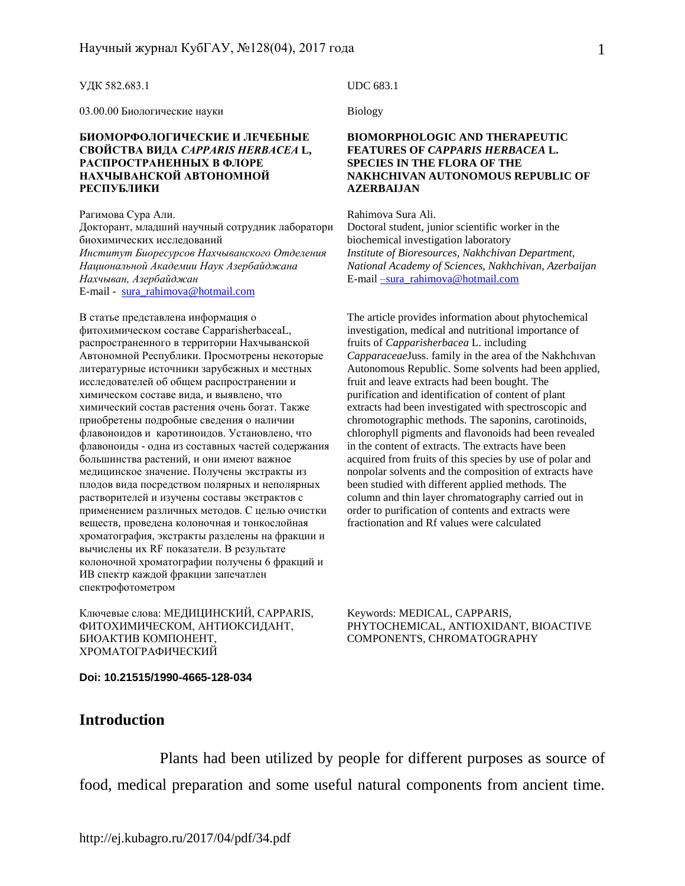УДК 582.683.1

03.00.00 Биологические науки

**БИОМОРФОЛОГИЧЕСКИЕ И ЛЕЧЕБНЫЕ СВОЙСТВА ВИДА *CAPPARIS HERBACEA* L, РАСПРОСТРАНЕННЫХ В ФЛОРЕ НАХЧЫВАНСКОЙ АВТОНОМНОЙ РЕСПУБЛИКИ**

Рагимова Сура Али.
Докторант, младший научный сотрудник лаборатори биохимических исследований
*Институт Биоресурсов Нахчыванского Отделения Национальной Академии Наук Азербайджана Нахчыван, Азербайджан*
E-mail - sura_rahimova@hotmail.com

В статье представлена информация о фитохимическом составе CapparisherbaceaL, распространенного в территории Нахчыванской Автономной Республики. Просмотрены некоторые литературные источники зарубежных и местных исследователей об общем распространении и химическом составе вида, и выявлено, что химический состав растения очень богат. Также приобретены подробные сведения о наличии флавоноидов и каротиноидов. Установлено, что флавоноиды - одна из составных частей содержания большинства растений, и они имеют важное медицинское значение. Получены экстракты из плодов вида посредством полярных и неполярных растворителей и изучены составы экстрактов с применением различных методов. С целью очистки веществ, проведена колоночная и тонкослойная хроматография, экстракты разделены на фракции и вычислены их RF показатели. В результате колоночной хроматографии получены 6 фракций и ИВ спектр каждой фракции запечатлен спектрофотометром

Ключевые слова: МЕДИЦИНСКИЙ, CAPPARIS, ФИТОХИМИЧЕСКОМ, АНТИОКСИДАНТ, БИОАКТИВ КОМПОНЕНТ, ХРОМАТОГРАФИЧЕСКИЙ

UDC 683.1

Biology

**BIOMORPHOLOGIC AND THERAPEUTIC FEATURES OF *CAPPARIS HERBACEA* L. SPECIES IN THE FLORA OF THE NAKHCHIVAN AUTONOMOUS REPUBLIC OF AZERBAIJAN**

Rahimova Sura Ali.
Doctoral student, junior scientific worker in the biochemical investigation laboratory
*Institute of Bioresources, Nakhchivan Department, National Academy of Sciences, Nakhchivan, Azerbaijan*
E-mail –sura_rahimova@hotmail.com

The article provides information about phytochemical investigation, medical and nutritional importance of fruits of *Capparisherbacea* L. including *Capparaceae*Juss. family in the area of the Nakhchıvan Autonomous Republic. Some solvents had been applied, fruit and leave extracts had been bought. The purification and identification of content of plant extracts had been investigated with spectroscopic and chromotographic methods. The saponins, carotinoids, chlorophyll pigments and flavonoids had been revealed in the content of extracts. The extracts have been acquired from fruits of this species by use of polar and nonpolar solvents and the composition of extracts have been studied with different applied methods. The column and thin layer chromatography carried out in order to purification of contents and extracts were fractionation and Rf values were calculated

Keywords: MEDICAL, CAPPARIS, PHYTOCHEMICAL, ANTIOXIDANT, BIOACTIVE COMPONENTS, CHROMATOGRAPHY

**Doi: 10.21515/1990-4665-128-034**

## Introduction

Plants had been utilized by people for different purposes as source of food, medical preparation and some useful natural components from ancient time.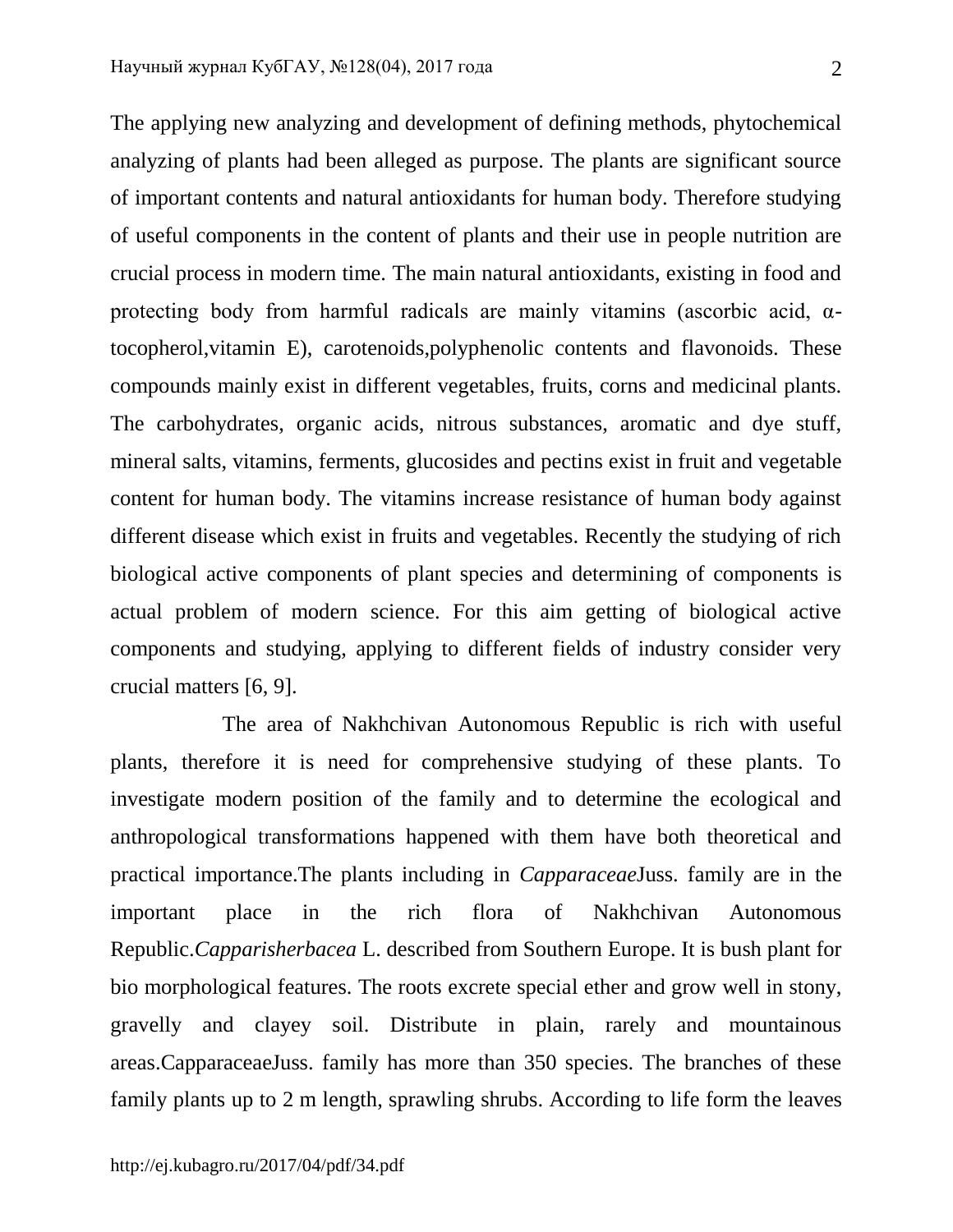The applying new analyzing and development of defining methods, phytochemical analyzing of plants had been alleged as purpose. The plants are significant source of important contents and natural antioxidants for human body. Therefore studying of useful components in the content of plants and their use in people nutrition are crucial process in modern time. The main natural antioxidants, existing in food and protecting body from harmful radicals are mainly vitamins (ascorbic acid, α-tocopherol,vitamin E), carotenoids,polyphenolic contents and flavonoids. These compounds mainly exist in different vegetables, fruits, corns and medicinal plants. The carbohydrates, organic acids, nitrous substances, aromatic and dye stuff, mineral salts, vitamins, ferments, glucosides and pectins exist in fruit and vegetable content for human body. The vitamins increase resistance of human body against different disease which exist in fruits and vegetables. Recently the studying of rich biological active components of plant species and determining of components is actual problem of modern science. For this aim getting of biological active components and studying, applying to different fields of industry consider very crucial matters [6, 9].

The area of Nakhchivan Autonomous Republic is rich with useful plants, therefore it is need for comprehensive studying of these plants. To investigate modern position of the family and to determine the ecological and anthropological transformations happened with them have both theoretical and practical importance.The plants including in *Capparaceae*Juss. family are in the important place in the rich flora of Nakhchivan Autonomous Republic.*Capparisherbacea* L. described from Southern Europe. It is bush plant for bio morphological features. The roots excrete special ether and grow well in stony, gravelly and clayey soil. Distribute in plain, rarely and mountainous areas.CapparaceaeJuss. family has more than 350 species. The branches of these family plants up to 2 m length, sprawling shrubs. According to life form the leaves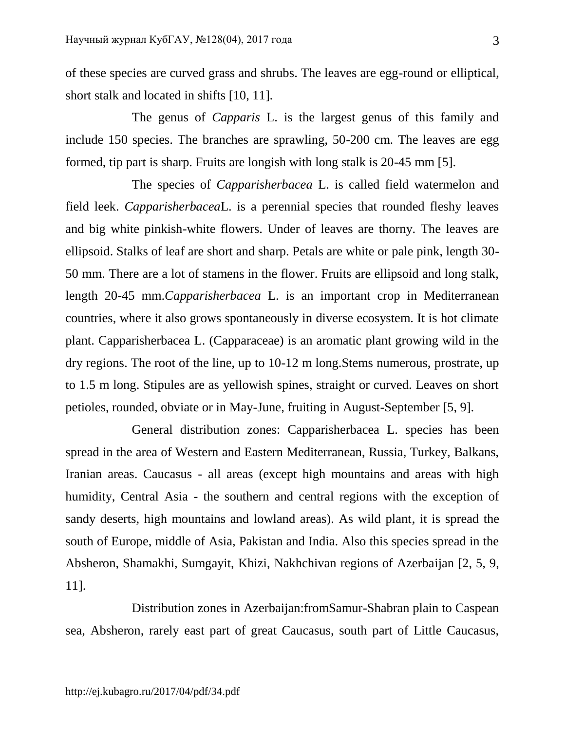of these species are curved grass and shrubs. The leaves are egg-round or elliptical, short stalk and located in shifts [10, 11].

The genus of *Capparis* L. is the largest genus of this family and include 150 species. The branches are sprawling, 50-200 cm. The leaves are egg formed, tip part is sharp. Fruits are longish with long stalk is 20-45 mm [5].

The species of *Capparisherbacea* L. is called field watermelon and field leek. *Capparisherbacea*L. is a perennial species that rounded fleshy leaves and big white pinkish-white flowers. Under of leaves are thorny. The leaves are ellipsoid. Stalks of leaf are short and sharp. Petals are white or pale pink, length 30-50 mm. There are a lot of stamens in the flower. Fruits are ellipsoid and long stalk, length 20-45 mm.*Capparisherbacea* L. is an important crop in Mediterranean countries, where it also grows spontaneously in diverse ecosystem. It is hot climate plant. Capparisherbacea L. (Capparaceae) is an aromatic plant growing wild in the dry regions. The root of the line, up to 10-12 m long.Stems numerous, prostrate, up to 1.5 m long. Stipules are as yellowish spines, straight or curved. Leaves on short petioles, rounded, obviate or in May-June, fruiting in August-September [5, 9].

General distribution zones: Capparisherbacea L. species has been spread in the area of Western and Eastern Mediterranean, Russia, Turkey, Balkans, Iranian areas. Caucasus - all areas (except high mountains and areas with high humidity, Central Asia - the southern and central regions with the exception of sandy deserts, high mountains and lowland areas). As wild plant, it is spread the south of Europe, middle of Asia, Pakistan and India. Also this species spread in the Absheron, Shamakhi, Sumgayit, Khizi, Nakhchivan regions of Azerbaijan [2, 5, 9, 11].

Distribution zones in Azerbaijan:fromSamur-Shabran plain to Caspean sea, Absheron, rarely east part of great Caucasus, south part of Little Caucasus,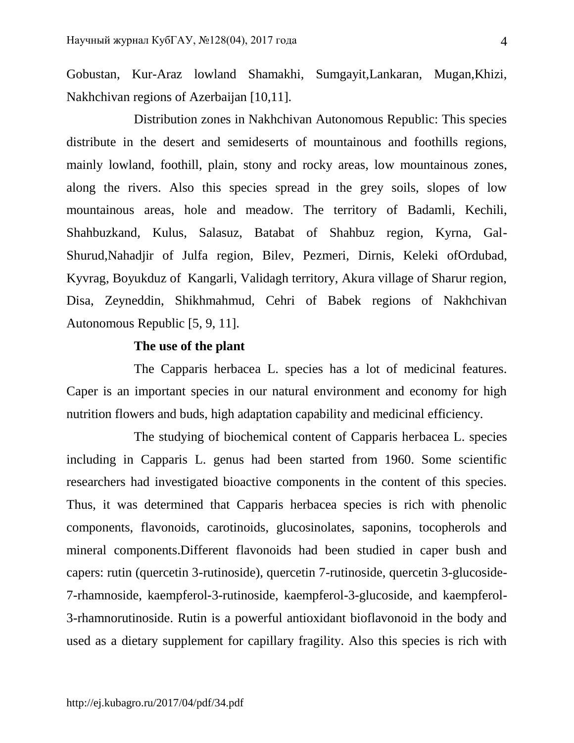Gobustan, Kur-Araz lowland Shamakhi, Sumgayit,Lankaran, Mugan,Khizi, Nakhchivan regions of Azerbaijan [10,11].

Distribution zones in Nakhchivan Autonomous Republic: This species distribute in the desert and semideserts of mountainous and foothills regions, mainly lowland, foothill, plain, stony and rocky areas, low mountainous zones, along the rivers. Also this species spread in the grey soils, slopes of low mountainous areas, hole and meadow. The territory of Badamli, Kechili, Shahbuzkand, Kulus, Salasuz, Batabat of Shahbuz region, Kyrna, Gal-Shurud,Nahadjir of Julfa region, Bilev, Pezmeri, Dirnis, Keleki ofOrdubad, Kyvrag, Boyukduz of Kangarli, Validagh territory, Akura village of Sharur region, Disa, Zeyneddin, Shikhmahmud, Cehri of Babek regions of Nakhchivan Autonomous Republic [5, 9, 11].

**The use of the plant**

The Capparis herbacea L. species has a lot of medicinal features. Caper is an important species in our natural environment and economy for high nutrition flowers and buds, high adaptation capability and medicinal efficiency.

The studying of biochemical content of Capparis herbacea L. species including in Capparis L. genus had been started from 1960. Some scientific researchers had investigated bioactive components in the content of this species. Thus, it was determined that Capparis herbacea species is rich with phenolic components, flavonoids, carotinoids, glucosinolates, saponins, tocopherols and mineral components.Different flavonoids had been studied in caper bush and capers: rutin (quercetin 3-rutinoside), quercetin 7-rutinoside, quercetin 3-glucoside-7-rhamnoside, kaempferol-3-rutinoside, kaempferol-3-glucoside, and kaempferol-3-rhamnorutinoside. Rutin is a powerful antioxidant bioflavonoid in the body and used as a dietary supplement for capillary fragility. Also this species is rich with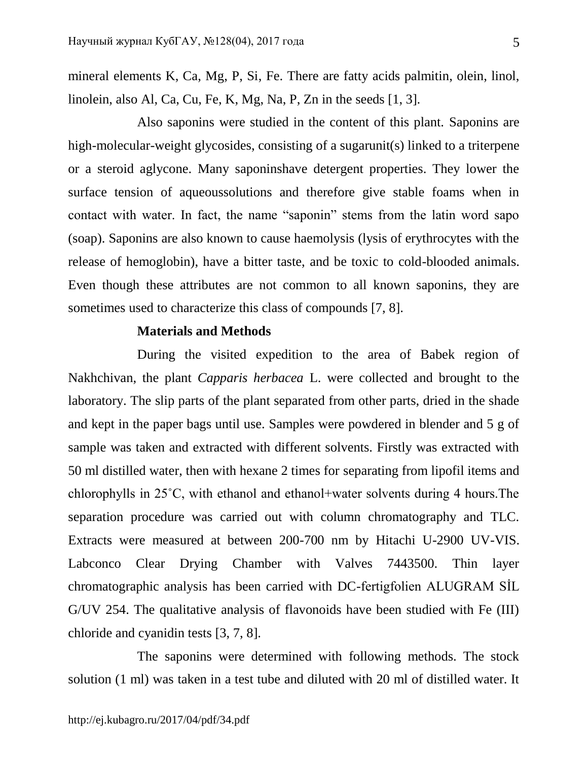mineral elements K, Ca, Mg, P, Si, Fe. There are fatty acids palmitin, olein, linol, linolein, also Al, Ca, Cu, Fe, K, Mg, Na, P, Zn in the seeds [1, 3].

Also saponins were studied in the content of this plant. Saponins are high-molecular-weight glycosides, consisting of a sugarunit(s) linked to a triterpene or a steroid aglycone. Many saponinshave detergent properties. They lower the surface tension of aqueoussolutions and therefore give stable foams when in contact with water. In fact, the name "saponin" stems from the latin word sapo (soap). Saponins are also known to cause haemolysis (lysis of erythrocytes with the release of hemoglobin), have a bitter taste, and be toxic to cold-blooded animals. Even though these attributes are not common to all known saponins, they are sometimes used to characterize this class of compounds [7, 8].

**Materials and Methods**

During the visited expedition to the area of Babek region of Nakhchivan, the plant *Capparis herbacea* L. were collected and brought to the laboratory. The slip parts of the plant separated from other parts, dried in the shade and kept in the paper bags until use. Samples were powdered in blender and 5 g of sample was taken and extracted with different solvents. Firstly was extracted with 50 ml distilled water, then with hexane 2 times for separating from lipofil items and chlorophylls in 25˚C, with ethanol and ethanol+water solvents during 4 hours.The separation procedure was carried out with column chromatography and TLC. Extracts were measured at between 200-700 nm by Hitachi U-2900 UV-VIS. Labconco Clear Drying Chamber with Valves 7443500. Thin layer chromatographic analysis has been carried with DC-fertigfolien ALUGRAM SİL G/UV 254. The qualitative analysis of flavonoids have been studied with Fe (III) chloride and cyanidin tests [3, 7, 8].

The saponins were determined with following methods. The stock solution (1 ml) was taken in a test tube and diluted with 20 ml of distilled water. It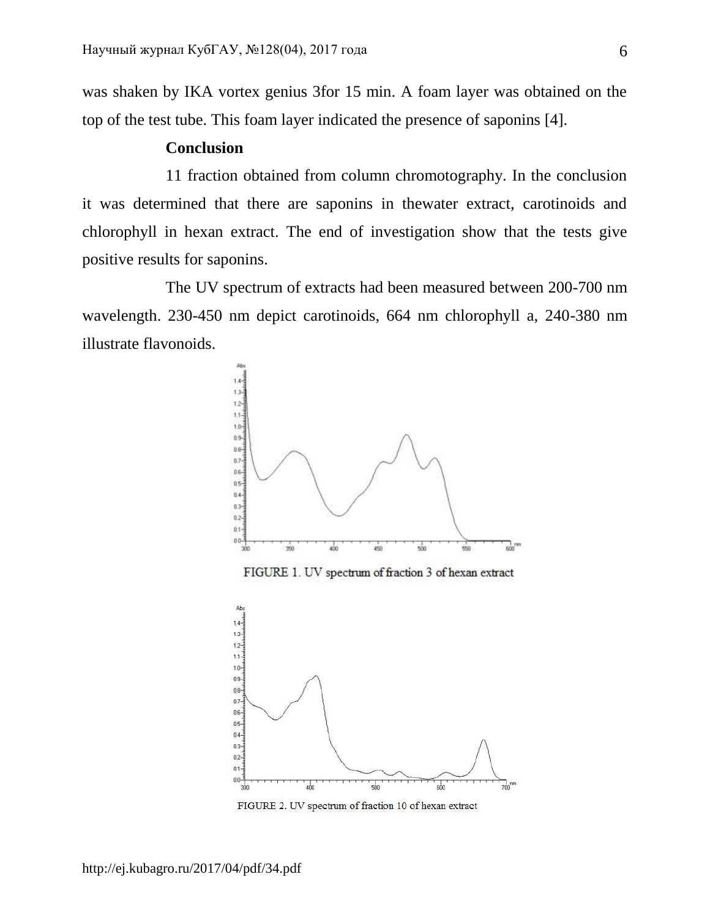was shaken by IKA vortex genius 3for 15 min. A foam layer was obtained on the top of the test tube. This foam layer indicated the presence of saponins [4].

**Conclusion**

11 fraction obtained from column chromotography. In the conclusion it was determined that there are saponins in thewater extract, carotinoids and chlorophyll in hexan extract. The end of investigation show that the tests give positive results for saponins.

The UV spectrum of extracts had been measured between 200-700 nm wavelength. 230-450 nm depict carotinoids, 664 nm chlorophyll a, 240-380 nm illustrate flavonoids.

FIGURE 1. UV spectrum of fraction 3 of hexan extract

FIGURE 2. UV spectrum of fraction 10 of hexan extract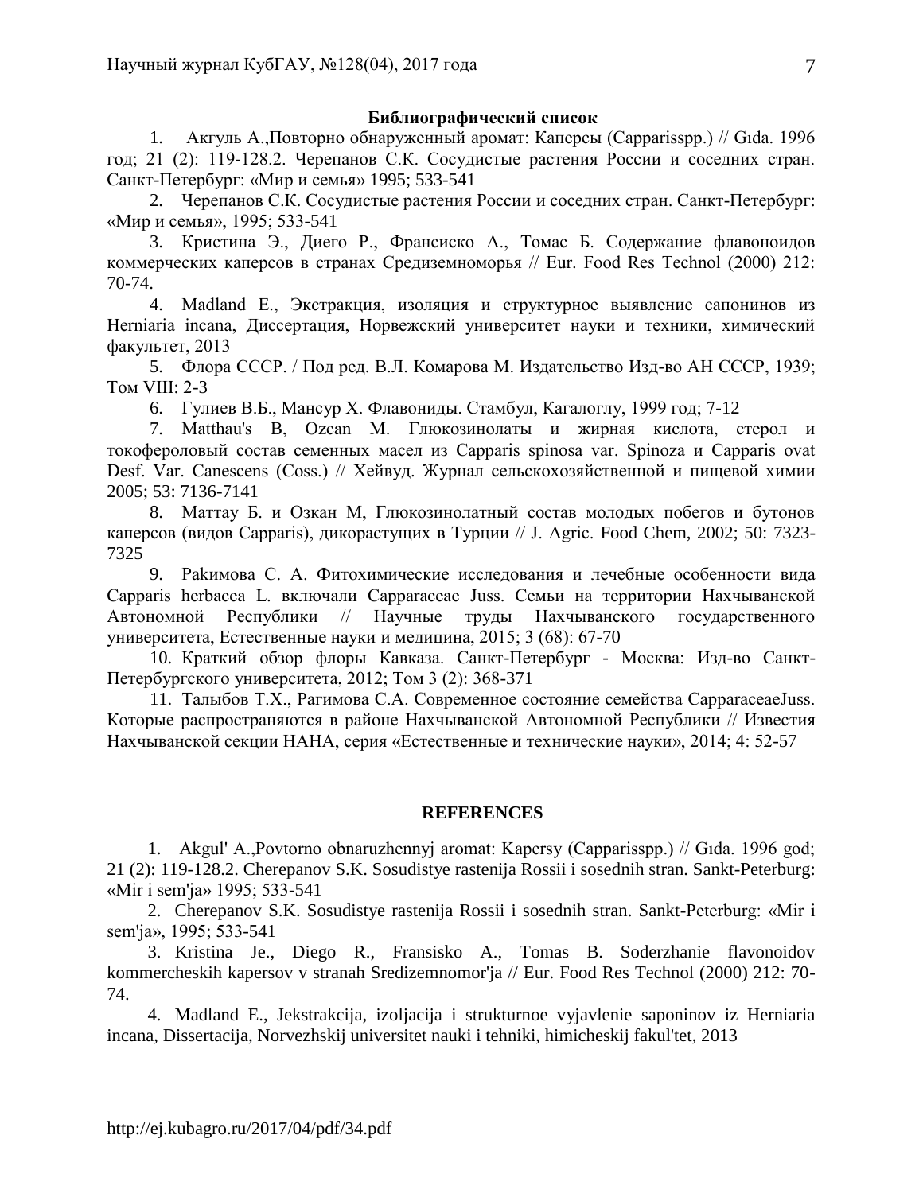## Библиографический список

1. Акгуль А.,Повторно обнаруженный аромат: Каперсы (Capparisspp.) // Gıda. 1996 год; 21 (2): 119-128.2. Черепанов С.К. Сосудистые растения России и соседних стран. Санкт-Петербург: «Мир и семья» 1995; 533-541
2. Черепанов С.К. Сосудистые растения России и соседних стран. Санкт-Петербург: «Мир и семья», 1995; 533-541
3. Кристина Э., Диего Р., Франсиско А., Томас Б. Содержание флавоноидов коммерческих каперсов в странах Средиземноморья // Eur. Food Res Technol (2000) 212: 70-74.
4. Madland E., Экстракция, изоляция и структурное выявление сапонинов из Herniaria incana, Диссертация, Норвежский университет науки и техники, химический факультет, 2013
5. Флора СССР. / Под ред. В.Л. Комарова М. Издательство Изд-во АН СССР, 1939; Том VIII: 2-3
6. Гулиев В.Б., Мансур Х. Флавониды. Стамбул, Кагалоглу, 1999 год; 7-12
7. Matthau's B, Ozcan M. Глюкозинолаты и жирная кислота, стерол и токофероловый состав семенных масел из Capparis spinosa var. Spinoza и Capparis ovat Desf. Var. Canescens (Coss.) // Хейвуд. Журнал сельскохозяйственной и пищевой химии 2005; 53: 7136-7141
8. Маттау Б. и Озкан М, Глюкозинолатный состав молодых побегов и бутонов каперсов (видов Capparis), дикорастущих в Турции // J. Agric. Food Chem, 2002; 50: 7323-7325
9. Paкимова С. А. Фитохимические исследования и лечебные особенности вида Capparis herbacea L. включали Capparaceae Juss. Семьи на территории Нахчыванской Автономной Республики // Научные труды Нахчыванского государственного университета, Естественные науки и медицина, 2015; 3 (68): 67-70
10. Краткий обзор флоры Кавказа. Санкт-Петербург - Москва: Изд-во Санкт-Петербургского университета, 2012; Том 3 (2): 368-371
11. Талыбов Т.Х., Рагимова С.А. Современное состояние семейства CapparaceaeJuss. Которые распространяются в районе Нахчыванской Автономной Республики // Известия Нахчыванской секции НАНА, серия «Естественные и технические науки», 2014; 4: 52-57

## REFERENCES

1. Akgul' A.,Povtorno obnaruzhennyj aromat: Kapersy (Capparisspp.) // Gıda. 1996 god; 21 (2): 119-128.2. Cherepanov S.K. Sosudistye rastenija Rossii i sosednih stran. Sankt-Peterburg: «Mir i sem'ja» 1995; 533-541
2. Cherepanov S.K. Sosudistye rastenija Rossii i sosednih stran. Sankt-Peterburg: «Mir i sem'ja», 1995; 533-541
3. Kristina Je., Diego R., Fransisko A., Tomas B. Soderzhanie flavonoidov kommercheskih kapersov v stranah Sredizemnomor'ja // Eur. Food Res Technol (2000) 212: 70-74.
4. Madland E., Jekstrakcija, izoljacija i strukturnoe vyjavlenie saponinov iz Herniaria incana, Dissertacija, Norvezhskij universitet nauki i tehniki, himicheskij fakul'tet, 2013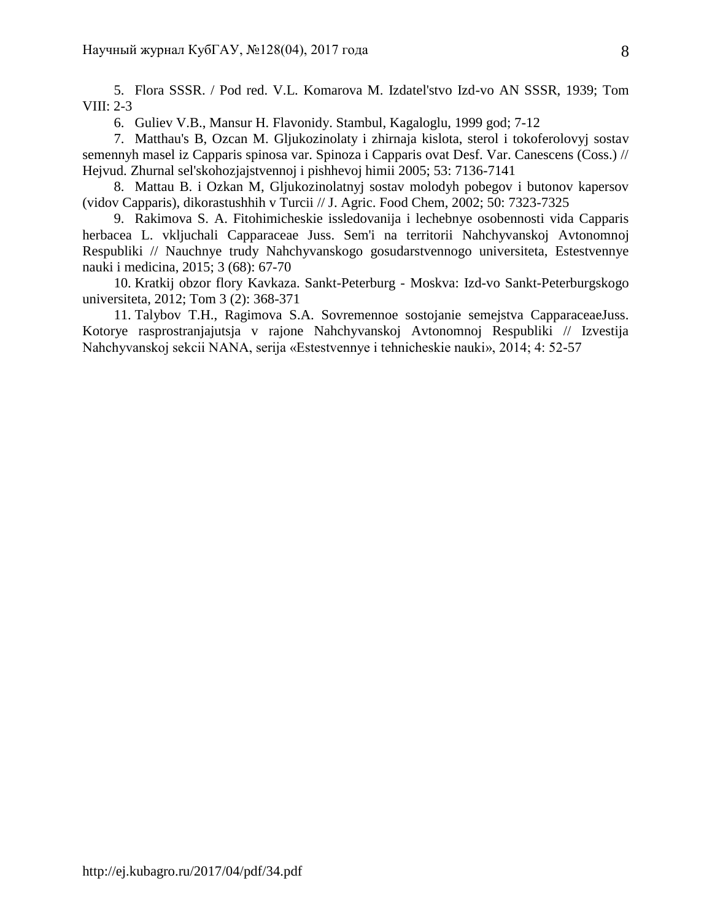5. Flora SSSR. / Pod red. V.L. Komarova M. Izdatel'stvo Izd-vo AN SSSR, 1939; Tom VIII: 2-3

6. Guliev V.B., Mansur H. Flavonidy. Stambul, Kagaloglu, 1999 god; 7-12

7. Matthau's B, Ozcan M. Gljukozinolaty i zhirnaja kislota, sterol i tokoferolovyj sostav semennyh masel iz Capparis spinosa var. Spinoza i Capparis ovat Desf. Var. Canescens (Coss.) // Hejvud. Zhurnal sel'skohozjajstvennoj i pishhevoj himii 2005; 53: 7136-7141

8. Mattau B. i Ozkan M, Gljukozinolatnyj sostav molodyh pobegov i butonov kapersov (vidov Capparis), dikorastushhih v Turcii // J. Agric. Food Chem, 2002; 50: 7323-7325

9. Rakimova S. A. Fitohimicheskie issledovanija i lechebnye osobennosti vida Capparis herbacea L. vkljuchali Capparaceae Juss. Sem'i na territorii Nahchyvanskoj Avtonomnoj Respubliki // Nauchnye trudy Nahchyvanskogo gosudarstvennogo universiteta, Estestvennye nauki i medicina, 2015; 3 (68): 67-70

10. Kratkij obzor flory Kavkaza. Sankt-Peterburg - Moskva: Izd-vo Sankt-Peterburgskogo universiteta, 2012; Tom 3 (2): 368-371

11. Talybov T.H., Ragimova S.A. Sovremennoe sostojanie semejstva CapparaceaeJuss. Kotorye rasprostranjajutsja v rajone Nahchyvanskoj Avtonomnoj Respubliki // Izvestija Nahchyvanskoj sekcii NANA, serija «Estestvennye i tehnicheskie nauki», 2014; 4: 52-57